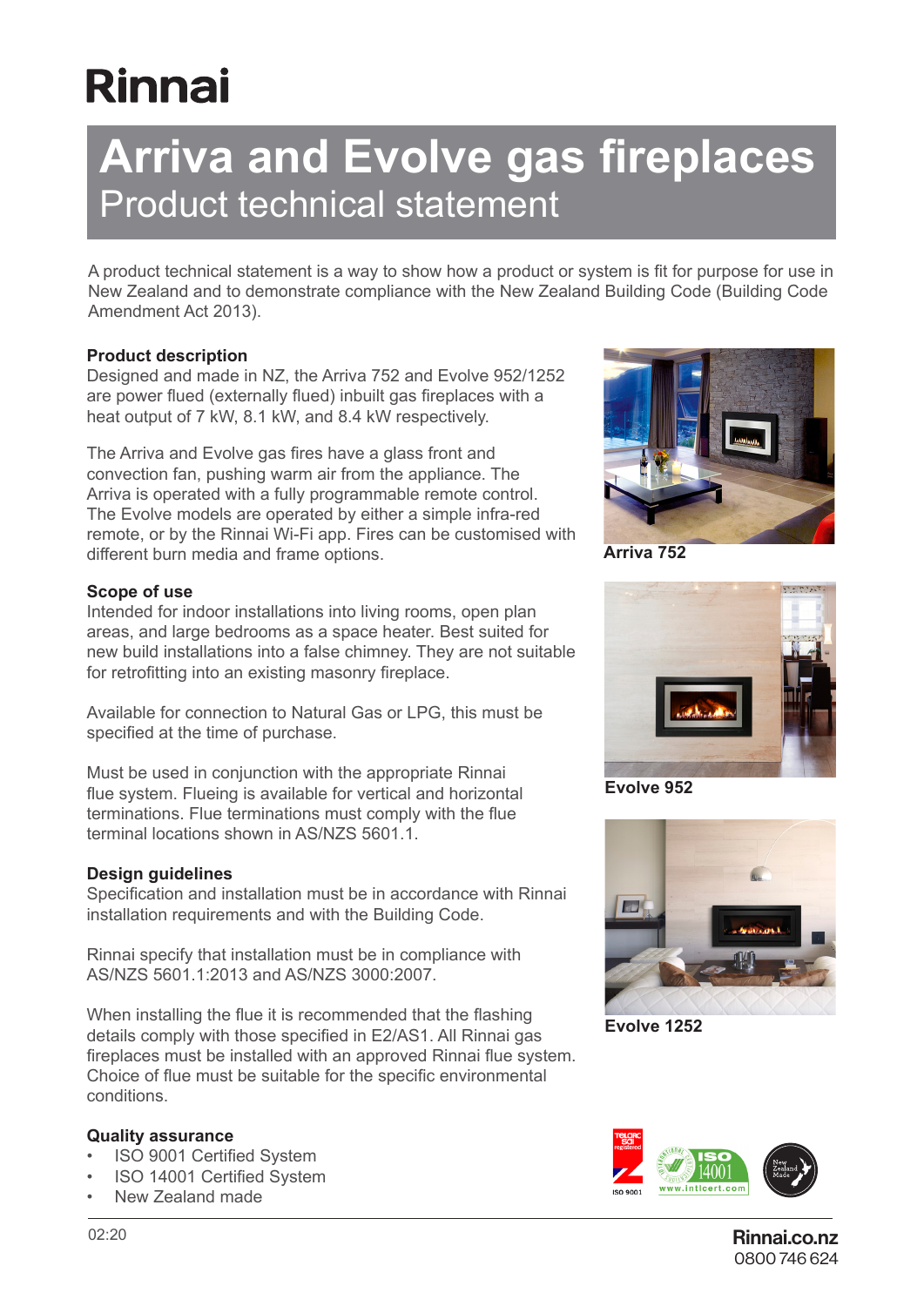Rinnai

# Arriva and Evolve gas fireplaces

## Product technical statement

A product technical statement is a way to show how a product or system is fit for purpose for use in New Zealand and to demonstrate compliance with the New Zealand Building Code (Building Code Amendment Act 2013).

**Product description**

Designed and made in NZ, the Arriva 752 and Evolve 952/1252 are power flued (externally flued) inbuilt gas fireplaces with a heat output of 7 kW, 8.1 kW, and 8.4 kW respectively.

The Arriva and Evolve gas fires have a glass front and convection fan, pushing warm air from the appliance. The Arriva is operated with a fully programmable remote control. The Evolve models are operated by either a simple infra-red remote, or by the Rinnai Wi-Fi app. Fires can be customised with different burn media and frame options.

Arriva 752

Evolve 952

Evolve 1252

**Scope of use**

Intended for indoor installations into living rooms, open plan areas, and large bedrooms as a space heater. Best suited for new build installations into a false chimney. They are not suitable for retrofitting into an existing masonry fireplace.

Available for connection to Natural Gas or LPG, this must be specified at the time of purchase.

Must be used in conjunction with the appropriate Rinnai flue system. Flueing is available for vertical and horizontal terminations. Flue terminations must comply with the flue terminal locations shown in AS/NZS 5601.1.

**Design guidelines**

Specification and installation must be in accordance with Rinnai installation requirements and with the Building Code.

Rinnai specify that installation must be in compliance with AS/NZS 5601.1:2013 and AS/NZS 3000:2007.

When installing the flue it is recommended that the flashing details comply with those specified in E2/AS1. All Rinnai gas fireplaces must be installed with an approved Rinnai flue system. Choice of flue must be suitable for the specific environmental conditions.

**Quality assurance**

- ISO 9001 Certified System
- ISO 14001 Certified System
- New Zealand made

02:20

Rinnai.co.nz
0800 746 624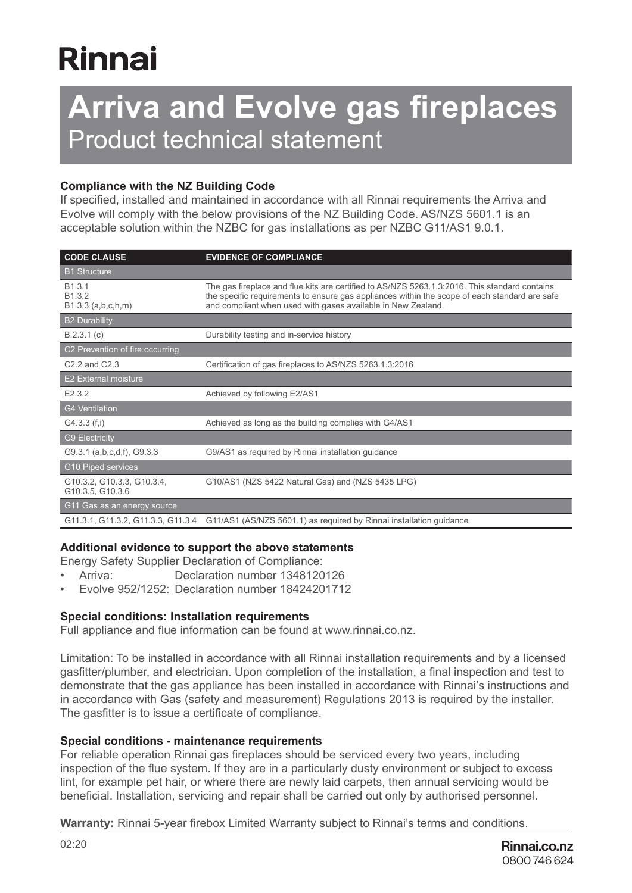# Rinnai

# Arriva and Evolve gas fireplaces

## Product technical statement

**Compliance with the NZ Building Code**

If specified, installed and maintained in accordance with all Rinnai requirements the Arriva and Evolve will comply with the below provisions of the NZ Building Code. AS/NZS 5601.1 is an acceptable solution within the NZBC for gas installations as per NZBC G11/AS1 9.0.1.

| CODE CLAUSE | EVIDENCE OF COMPLIANCE |
|---|---|
| B1 Structure | |
| B1.3.1<br>B1.3.2<br>B1.3.3 (a,b,c,h,m) | The gas fireplace and flue kits are certified to AS/NZS 5263.1.3:2016. This standard contains the specific requirements to ensure gas appliances within the scope of each standard are safe and compliant when used with gases available in New Zealand. |
| B2 Durability | |
| B.2.3.1 (c) | Durability testing and in-service history |
| C2 Prevention of fire occurring | |
| C2.2 and C2.3 | Certification of gas fireplaces to AS/NZS 5263.1.3:2016 |
| E2 External moisture | |
| E2.3.2 | Achieved by following E2/AS1 |
| G4 Ventilation | |
| G4.3.3 (f,i) | Achieved as long as the building complies with G4/AS1 |
| G9 Electricity | |
| G9.3.1 (a,b,c,d,f), G9.3.3 | G9/AS1 as required by Rinnai installation guidance |
| G10 Piped services | |
| G10.3.2, G10.3.3, G10.3.4, G10.3.5, G10.3.6 | G10/AS1 (NZS 5422 Natural Gas) and (NZS 5435 LPG) |
| G11 Gas as an energy source | |
| G11.3.1, G11.3.2, G11.3.3, G11.3.4 | G11/AS1 (AS/NZS 5601.1) as required by Rinnai installation guidance |

**Additional evidence to support the above statements**

Energy Safety Supplier Declaration of Compliance:

- Arriva: Declaration number 1348120126
- Evolve 952/1252: Declaration number 18424201712

**Special conditions: Installation requirements**

Full appliance and flue information can be found at www.rinnai.co.nz.

Limitation: To be installed in accordance with all Rinnai installation requirements and by a licensed gasfitter/plumber, and electrician. Upon completion of the installation, a final inspection and test to demonstrate that the gas appliance has been installed in accordance with Rinnai's instructions and in accordance with Gas (safety and measurement) Regulations 2013 is required by the installer. The gasfitter is to issue a certificate of compliance.

**Special conditions - maintenance requirements**

For reliable operation Rinnai gas fireplaces should be serviced every two years, including inspection of the flue system. If they are in a particularly dusty environment or subject to excess lint, for example pet hair, or where there are newly laid carpets, then annual servicing would be beneficial. Installation, servicing and repair shall be carried out only by authorised personnel.

**Warranty:** Rinnai 5-year firebox Limited Warranty subject to Rinnai's terms and conditions.

02:20

**Rinnai.co.nz**
0800 746 624